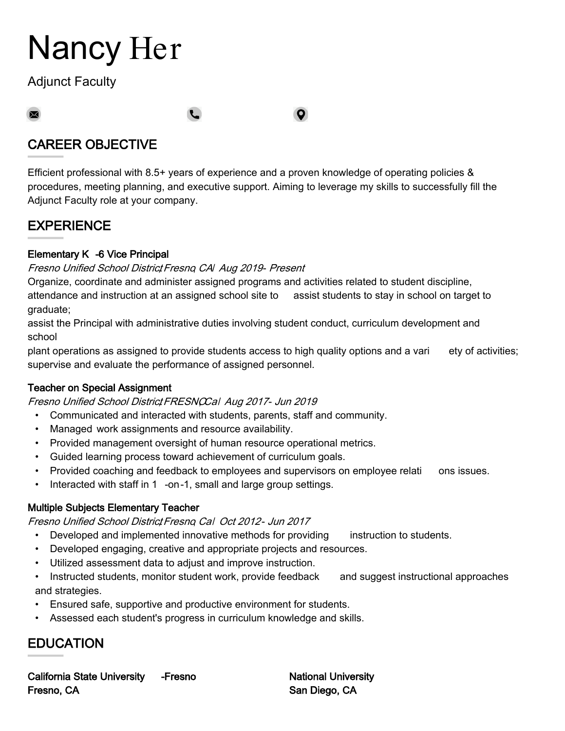# Nancy Her

Adjunct Faculty

## CAREER OBJECTIVE

Efficient professional with 8.5+ years of experience and a proven knowledge of operating policies & procedures, meeting planning, and executive support. Aiming to leverage my skills to successfully fill the Adjunct Faculty role at your company.

## EXPERIENCE

### Elementary K -6 Vice Principal

*Fresno Unified School District, Fresno, CA | Aug 2019 - Present*

Organize, coordinate and administer assigned programs and activities related to student discipline, attendance and instruction at an assigned school site to assist students to stay in school on target to graduate;
assist the Principal with administrative duties involving student conduct, curriculum development and school
plant operations as assigned to provide students access to high quality options and a variety of activities; supervise and evaluate the performance of assigned personnel.

### Teacher on Special Assignment

*Fresno Unified School District, FRESNO, Ca | Aug 2017 - Jun 2019*

- Communicated and interacted with students, parents, staff and community.
- Managed work assignments and resource availability.
- Provided management oversight of human resource operational metrics.
- Guided learning process toward achievement of curriculum goals.
- Provided coaching and feedback to employees and supervisors on employee relations issues.
- Interacted with staff in 1-on-1, small and large group settings.

### Multiple Subjects Elementary Teacher

*Fresno Unified School District, Fresno, Ca | Oct 2012 - Jun 2017*

- Developed and implemented innovative methods for providing instruction to students.
- Developed engaging, creative and appropriate projects and resources.
- Utilized assessment data to adjust and improve instruction.
- Instructed students, monitor student work, provide feedback and suggest instructional approaches and strategies.
- Ensured safe, supportive and productive environment for students.
- Assessed each student's progress in curriculum knowledge and skills.

## EDUCATION

**California State University -Fresno**
**Fresno, CA**

**National University**
**San Diego, CA**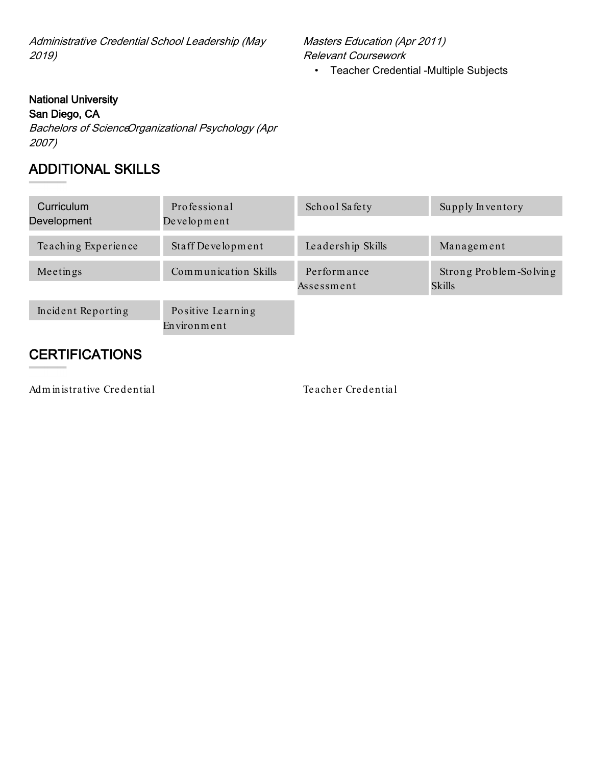*Administrative Credential School Leadership (May 2019)*

*Masters Education (Apr 2011)*
*Relevant Coursework*

- Teacher Credential -Multiple Subjects

**National University**
**San Diego, CA**
*Bachelors of ScienceOrganizational Psychology (Apr 2007)*

## ADDITIONAL SKILLS

| | | | |
|---|---|---|---|
| Curriculum Development | Professional Development | School Safety | Supply Inventory |
| Teaching Experience | Staff Development | Leadership Skills | Management |
| Meetings | Communication Skills | Performance Assessment | Strong Problem-Solving Skills |
| Incident Reporting | Positive Learning Environment | | |

## CERTIFICATIONS

Administrative Credential

Teacher Credential